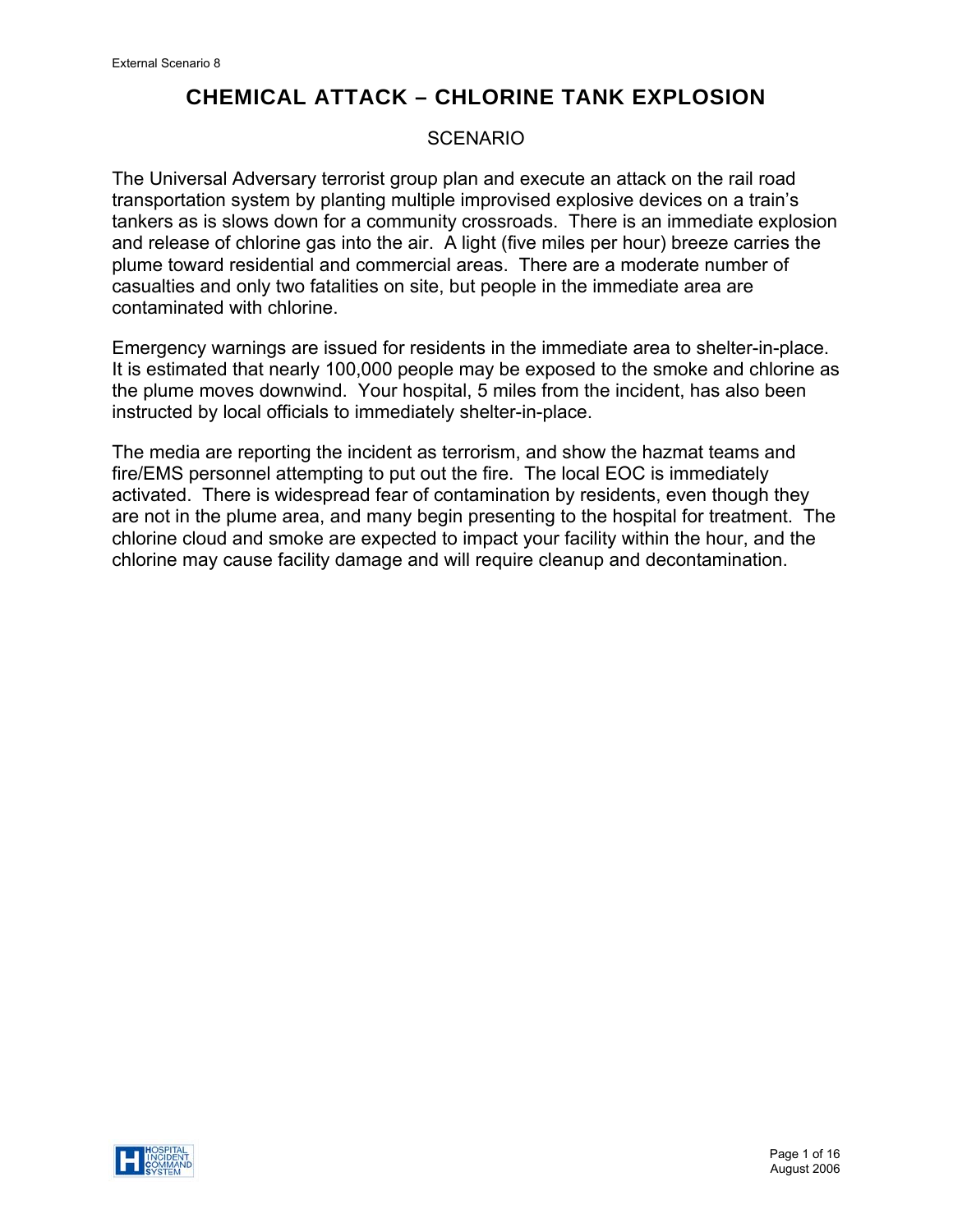# CHEMICAL ATTACK – CHLORINE TANK EXPLOSION

## SCENARIO

The Universal Adversary terrorist group plan and execute an attack on the rail road transportation system by planting multiple improvised explosive devices on a train's tankers as is slows down for a community crossroads. There is an immediate explosion and release of chlorine gas into the air. A light (five miles per hour) breeze carries the plume toward residential and commercial areas. There are a moderate number of casualties and only two fatalities on site, but people in the immediate area are contaminated with chlorine.

Emergency warnings are issued for residents in the immediate area to shelter-in-place. It is estimated that nearly 100,000 people may be exposed to the smoke and chlorine as the plume moves downwind. Your hospital, 5 miles from the incident, has also been instructed by local officials to immediately shelter-in-place.

The media are reporting the incident as terrorism, and show the hazmat teams and fire/EMS personnel attempting to put out the fire. The local EOC is immediately activated. There is widespread fear of contamination by residents, even though they are not in the plume area, and many begin presenting to the hospital for treatment. The chlorine cloud and smoke are expected to impact your facility within the hour, and the chlorine may cause facility damage and will require cleanup and decontamination.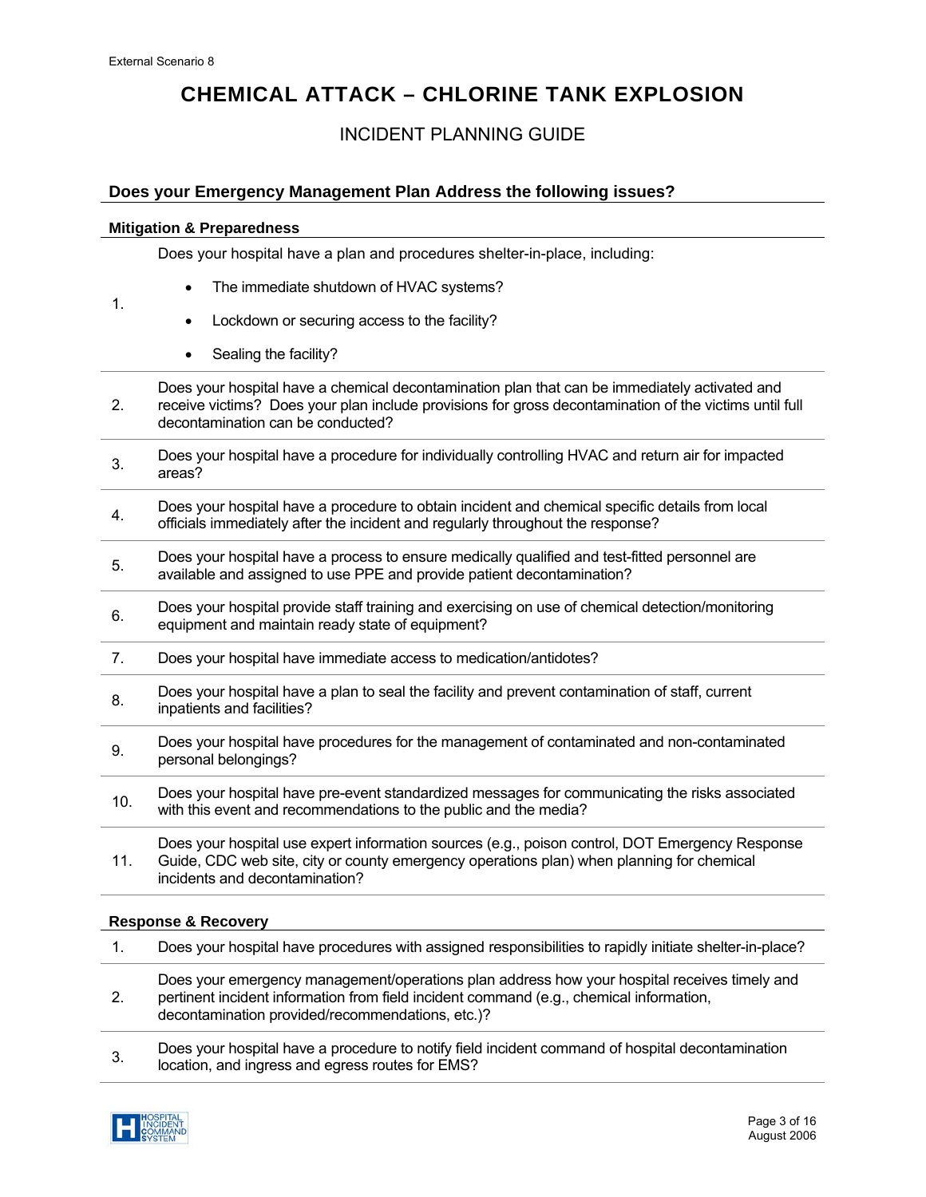# CHEMICAL ATTACK – CHLORINE TANK EXPLOSION

## INCIDENT PLANNING GUIDE

### Does your Emergency Management Plan Address the following issues?

#### Mitigation & Preparedness

1. Does your hospital have a plan and procedures shelter-in-place, including:
   - The immediate shutdown of HVAC systems?
   - Lockdown or securing access to the facility?
   - Sealing the facility?
2. Does your hospital have a chemical decontamination plan that can be immediately activated and receive victims? Does your plan include provisions for gross decontamination of the victims until full decontamination can be conducted?
3. Does your hospital have a procedure for individually controlling HVAC and return air for impacted areas?
4. Does your hospital have a procedure to obtain incident and chemical specific details from local officials immediately after the incident and regularly throughout the response?
5. Does your hospital have a process to ensure medically qualified and test-fitted personnel are available and assigned to use PPE and provide patient decontamination?
6. Does your hospital provide staff training and exercising on use of chemical detection/monitoring equipment and maintain ready state of equipment?
7. Does your hospital have immediate access to medication/antidotes?
8. Does your hospital have a plan to seal the facility and prevent contamination of staff, current inpatients and facilities?
9. Does your hospital have procedures for the management of contaminated and non-contaminated personal belongings?
10. Does your hospital have pre-event standardized messages for communicating the risks associated with this event and recommendations to the public and the media?
11. Does your hospital use expert information sources (e.g., poison control, DOT Emergency Response Guide, CDC web site, city or county emergency operations plan) when planning for chemical incidents and decontamination?

#### Response & Recovery

1. Does your hospital have procedures with assigned responsibilities to rapidly initiate shelter-in-place?
2. Does your emergency management/operations plan address how your hospital receives timely and pertinent incident information from field incident command (e.g., chemical information, decontamination provided/recommendations, etc.)?
3. Does your hospital have a procedure to notify field incident command of hospital decontamination location, and ingress and egress routes for EMS?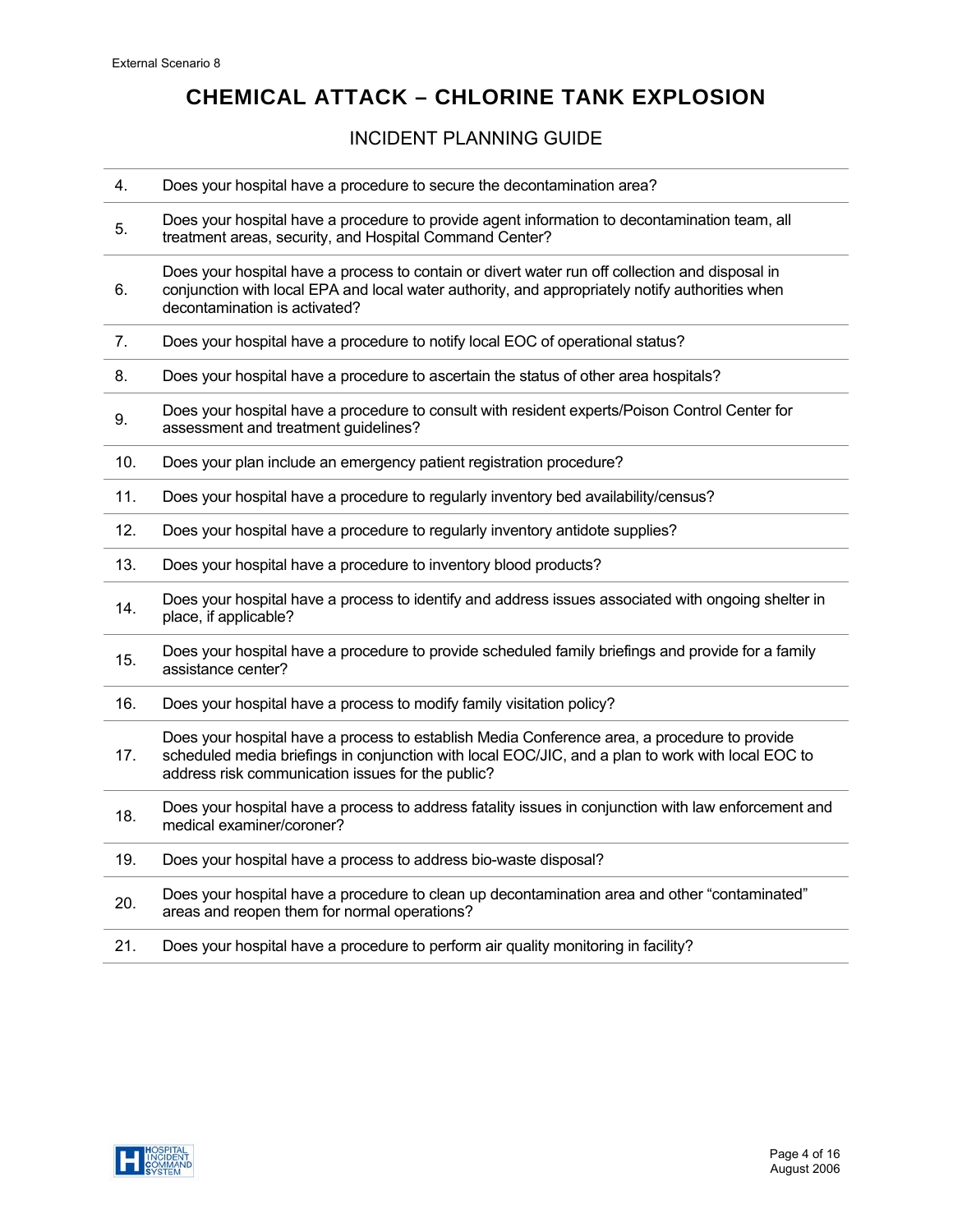# CHEMICAL ATTACK – CHLORINE TANK EXPLOSION

## INCIDENT PLANNING GUIDE

| | |
|---|---|
| 4. | Does your hospital have a procedure to secure the decontamination area? |
| 5. | Does your hospital have a procedure to provide agent information to decontamination team, all treatment areas, security, and Hospital Command Center? |
| 6. | Does your hospital have a process to contain or divert water run off collection and disposal in conjunction with local EPA and local water authority, and appropriately notify authorities when decontamination is activated? |
| 7. | Does your hospital have a procedure to notify local EOC of operational status? |
| 8. | Does your hospital have a procedure to ascertain the status of other area hospitals? |
| 9. | Does your hospital have a procedure to consult with resident experts/Poison Control Center for assessment and treatment guidelines? |
| 10. | Does your plan include an emergency patient registration procedure? |
| 11. | Does your hospital have a procedure to regularly inventory bed availability/census? |
| 12. | Does your hospital have a procedure to regularly inventory antidote supplies? |
| 13. | Does your hospital have a procedure to inventory blood products? |
| 14. | Does your hospital have a process to identify and address issues associated with ongoing shelter in place, if applicable? |
| 15. | Does your hospital have a procedure to provide scheduled family briefings and provide for a family assistance center? |
| 16. | Does your hospital have a process to modify family visitation policy? |
| 17. | Does your hospital have a process to establish Media Conference area, a procedure to provide scheduled media briefings in conjunction with local EOC/JIC, and a plan to work with local EOC to address risk communication issues for the public? |
| 18. | Does your hospital have a process to address fatality issues in conjunction with law enforcement and medical examiner/coroner? |
| 19. | Does your hospital have a process to address bio-waste disposal? |
| 20. | Does your hospital have a procedure to clean up decontamination area and other "contaminated" areas and reopen them for normal operations? |
| 21. | Does your hospital have a procedure to perform air quality monitoring in facility? |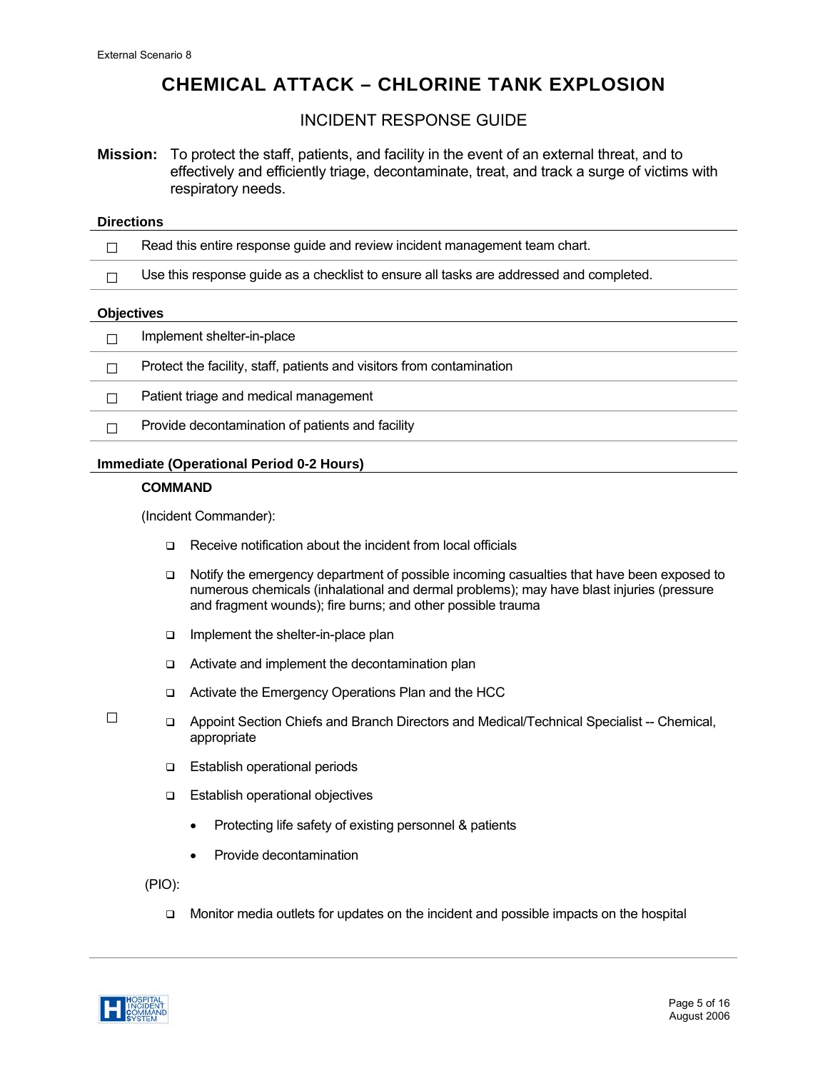External Scenario 8

# CHEMICAL ATTACK – CHLORINE TANK EXPLOSION

## INCIDENT RESPONSE GUIDE

**Mission:** To protect the staff, patients, and facility in the event of an external threat, and to effectively and efficiently triage, decontaminate, treat, and track a surge of victims with respiratory needs.

### Directions

- ☐ Read this entire response guide and review incident management team chart.
- ☐ Use this response guide as a checklist to ensure all tasks are addressed and completed.

### Objectives

- ☐ Implement shelter-in-place
- ☐ Protect the facility, staff, patients and visitors from contamination
- ☐ Patient triage and medical management
- ☐ Provide decontamination of patients and facility

### Immediate (Operational Period 0-2 Hours)

**COMMAND**

(Incident Commander):

- ☐ Receive notification about the incident from local officials
- ☐ Notify the emergency department of possible incoming casualties that have been exposed to numerous chemicals (inhalational and dermal problems); may have blast injuries (pressure and fragment wounds); fire burns; and other possible trauma
- ☐ Implement the shelter-in-place plan
- ☐ Activate and implement the decontamination plan
- ☐ Activate the Emergency Operations Plan and the HCC
- ☐ Appoint Section Chiefs and Branch Directors and Medical/Technical Specialist -- Chemical, appropriate
- ☐ Establish operational periods
- ☐ Establish operational objectives
  - Protecting life safety of existing personnel & patients
  - Provide decontamination

(PIO):

- ☐ Monitor media outlets for updates on the incident and possible impacts on the hospital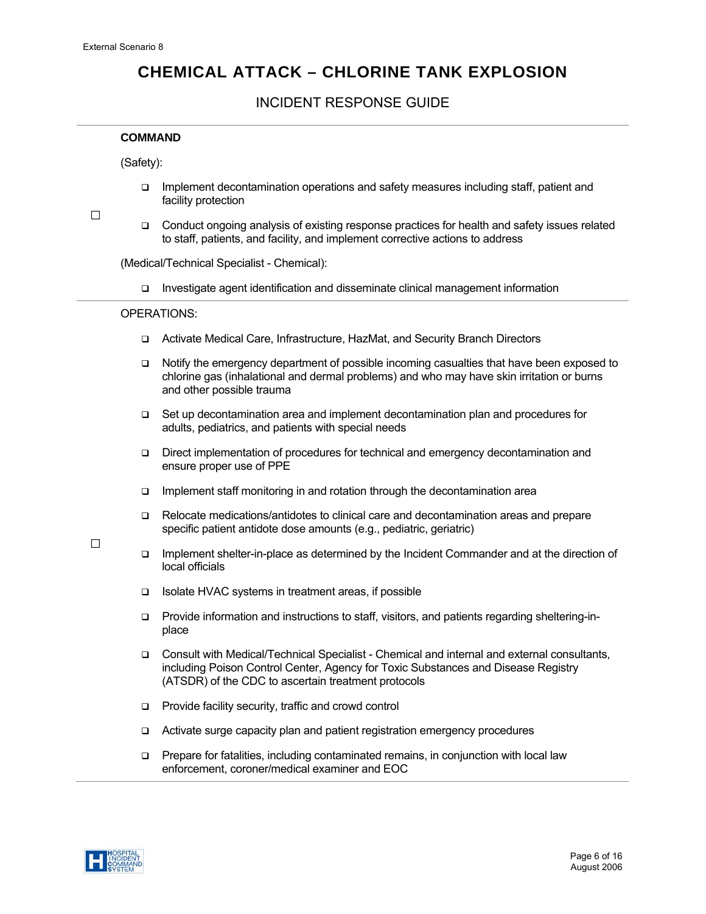External Scenario 8

# CHEMICAL ATTACK – CHLORINE TANK EXPLOSION

## INCIDENT RESPONSE GUIDE

**COMMAND**

(Safety):

- Implement decontamination operations and safety measures including staff, patient and facility protection
- Conduct ongoing analysis of existing response practices for health and safety issues related to staff, patients, and facility, and implement corrective actions to address

(Medical/Technical Specialist - Chemical):

- Investigate agent identification and disseminate clinical management information

OPERATIONS:

- Activate Medical Care, Infrastructure, HazMat, and Security Branch Directors
- Notify the emergency department of possible incoming casualties that have been exposed to chlorine gas (inhalational and dermal problems) and who may have skin irritation or burns and other possible trauma
- Set up decontamination area and implement decontamination plan and procedures for adults, pediatrics, and patients with special needs
- Direct implementation of procedures for technical and emergency decontamination and ensure proper use of PPE
- Implement staff monitoring in and rotation through the decontamination area
- Relocate medications/antidotes to clinical care and decontamination areas and prepare specific patient antidote dose amounts (e.g., pediatric, geriatric)
- Implement shelter-in-place as determined by the Incident Commander and at the direction of local officials
- Isolate HVAC systems in treatment areas, if possible
- Provide information and instructions to staff, visitors, and patients regarding sheltering-in-place
- Consult with Medical/Technical Specialist - Chemical and internal and external consultants, including Poison Control Center, Agency for Toxic Substances and Disease Registry (ATSDR) of the CDC to ascertain treatment protocols
- Provide facility security, traffic and crowd control
- Activate surge capacity plan and patient registration emergency procedures
- Prepare for fatalities, including contaminated remains, in conjunction with local law enforcement, coroner/medical examiner and EOC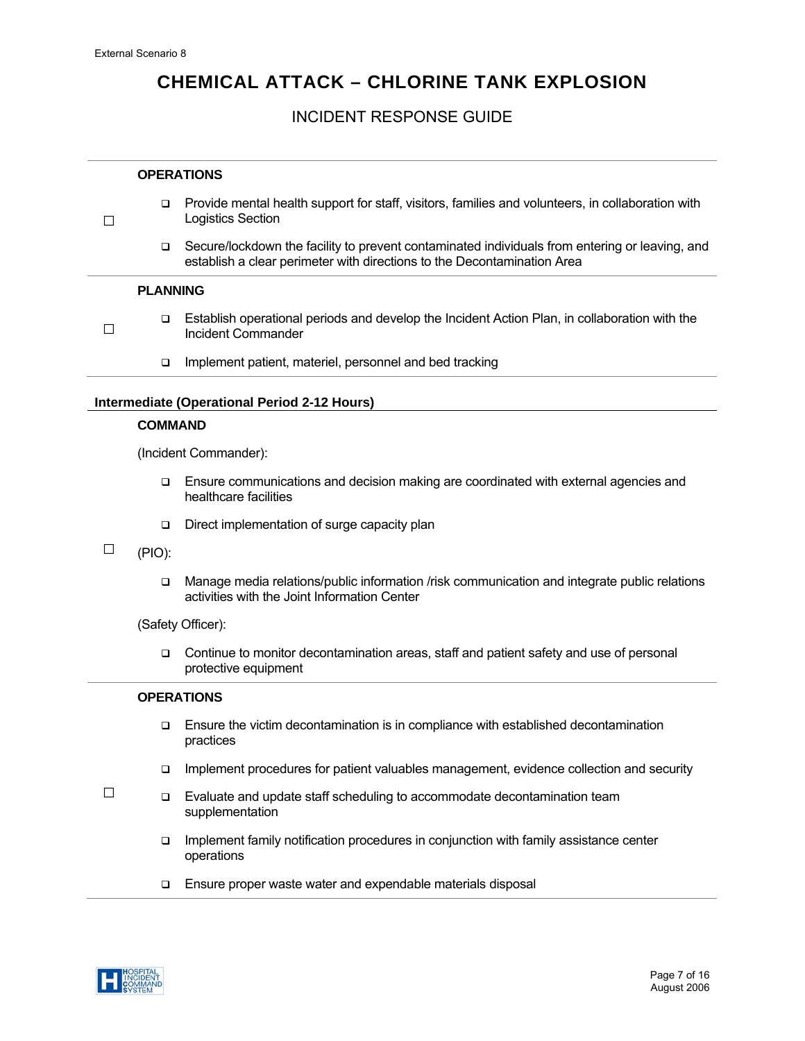**OPERATIONS**

- ☐
  - Provide mental health support for staff, visitors, families and volunteers, in collaboration with Logistics Section
  - Secure/lockdown the facility to prevent contaminated individuals from entering or leaving, and establish a clear perimeter with directions to the Decontamination Area

**PLANNING**

- ☐
  - Establish operational periods and develop the Incident Action Plan, in collaboration with the Incident Commander
  - Implement patient, materiel, personnel and bed tracking

### Intermediate (Operational Period 2-12 Hours)

**COMMAND**

☐

(Incident Commander):

- Ensure communications and decision making are coordinated with external agencies and healthcare facilities
- Direct implementation of surge capacity plan

(PIO):

- Manage media relations/public information /risk communication and integrate public relations activities with the Joint Information Center

(Safety Officer):

- Continue to monitor decontamination areas, staff and patient safety and use of personal protective equipment

**OPERATIONS**

- ☐
  - Ensure the victim decontamination is in compliance with established decontamination practices
  - Implement procedures for patient valuables management, evidence collection and security
  - Evaluate and update staff scheduling to accommodate decontamination team supplementation
  - Implement family notification procedures in conjunction with family assistance center operations
  - Ensure proper waste water and expendable materials disposal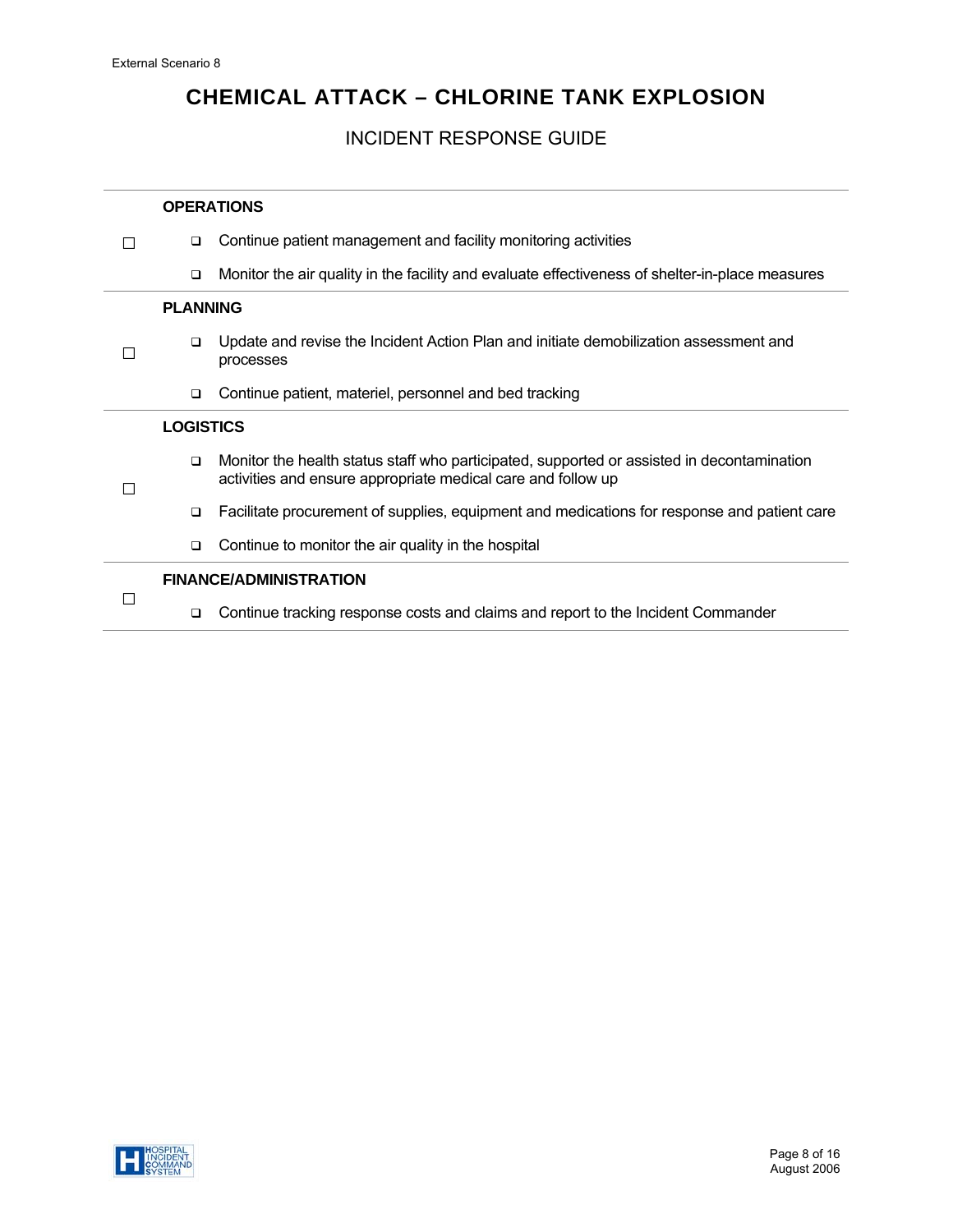# CHEMICAL ATTACK – CHLORINE TANK EXPLOSION

## INCIDENT RESPONSE GUIDE

| | |
|---|---|
| ☐ | **OPERATIONS**<br>❑ Continue patient management and facility monitoring activities<br>❑ Monitor the air quality in the facility and evaluate effectiveness of shelter-in-place measures |
| ☐ | **PLANNING**<br>❑ Update and revise the Incident Action Plan and initiate demobilization assessment and processes<br>❑ Continue patient, materiel, personnel and bed tracking |
| ☐ | **LOGISTICS**<br>❑ Monitor the health status staff who participated, supported or assisted in decontamination activities and ensure appropriate medical care and follow up<br>❑ Facilitate procurement of supplies, equipment and medications for response and patient care<br>❑ Continue to monitor the air quality in the hospital |
| ☐ | **FINANCE/ADMINISTRATION**<br>❑ Continue tracking response costs and claims and report to the Incident Commander |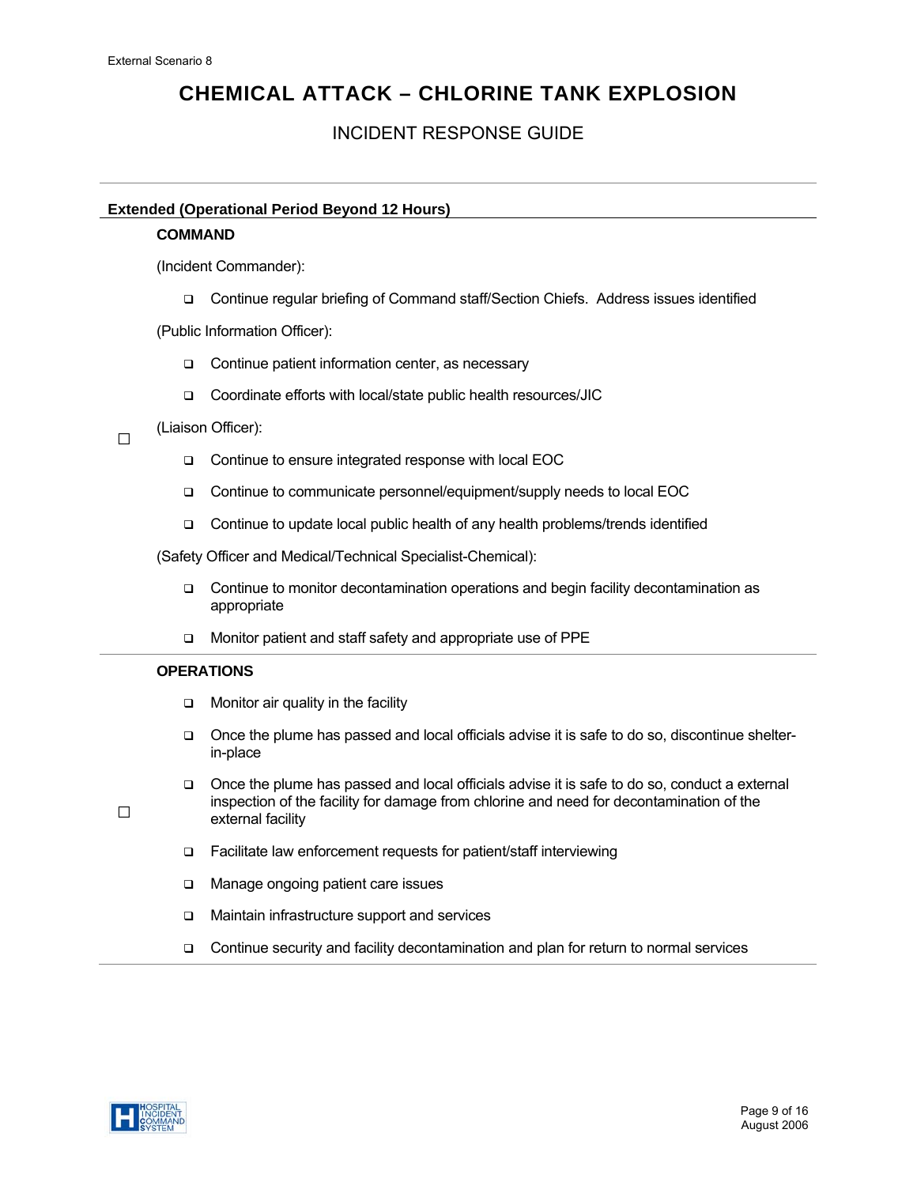# CHEMICAL ATTACK – CHLORINE TANK EXPLOSION

## INCIDENT RESPONSE GUIDE

### Extended (Operational Period Beyond 12 Hours)

**COMMAND**

(Incident Commander):

- ❑ Continue regular briefing of Command staff/Section Chiefs. Address issues identified

(Public Information Officer):

- ❑ Continue patient information center, as necessary
- ❑ Coordinate efforts with local/state public health resources/JIC

(Liaison Officer):

- ❑ Continue to ensure integrated response with local EOC
- ❑ Continue to communicate personnel/equipment/supply needs to local EOC
- ❑ Continue to update local public health of any health problems/trends identified

(Safety Officer and Medical/Technical Specialist-Chemical):

- ❑ Continue to monitor decontamination operations and begin facility decontamination as appropriate
- ❑ Monitor patient and staff safety and appropriate use of PPE

**OPERATIONS**

- ❑ Monitor air quality in the facility
- ❑ Once the plume has passed and local officials advise it is safe to do so, discontinue shelter-in-place
- ❑ Once the plume has passed and local officials advise it is safe to do so, conduct a external inspection of the facility for damage from chlorine and need for decontamination of the external facility
- ❑ Facilitate law enforcement requests for patient/staff interviewing
- ❑ Manage ongoing patient care issues
- ❑ Maintain infrastructure support and services
- ❑ Continue security and facility decontamination and plan for return to normal services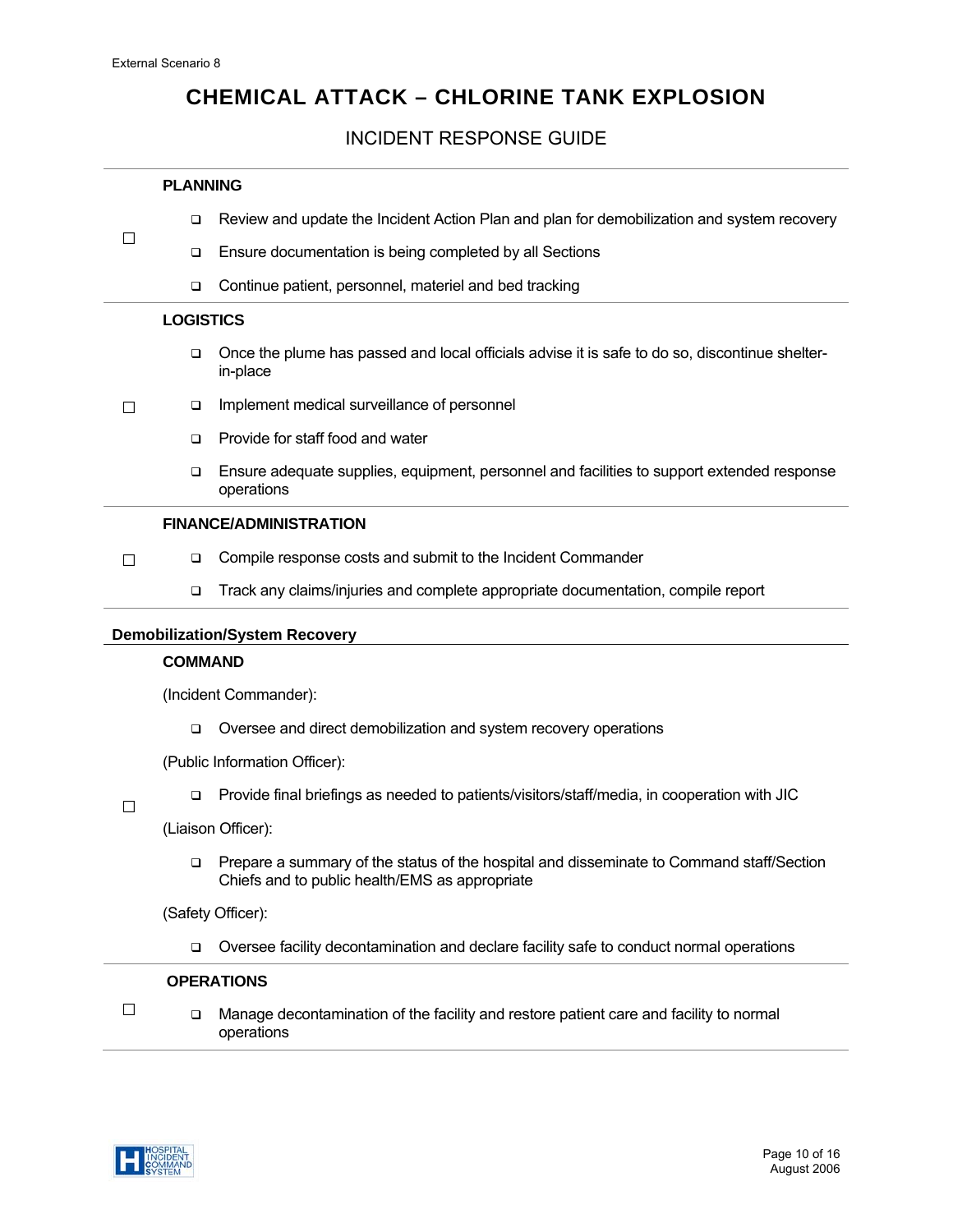External Scenario 8

# CHEMICAL ATTACK – CHLORINE TANK EXPLOSION

## INCIDENT RESPONSE GUIDE

| | |
|---|---|
| ☐ | **PLANNING**<br>❑ Review and update the Incident Action Plan and plan for demobilization and system recovery<br>❑ Ensure documentation is being completed by all Sections<br>❑ Continue patient, personnel, materiel and bed tracking |
| ☐ | **LOGISTICS**<br>❑ Once the plume has passed and local officials advise it is safe to do so, discontinue shelter-in-place<br>❑ Implement medical surveillance of personnel<br>❑ Provide for staff food and water<br>❑ Ensure adequate supplies, equipment, personnel and facilities to support extended response operations |
| ☐ | **FINANCE/ADMINISTRATION**<br>❑ Compile response costs and submit to the Incident Commander<br>❑ Track any claims/injuries and complete appropriate documentation, compile report |

### Demobilization/System Recovery

| | |
|---|---|
| ☐ | **COMMAND**<br>(Incident Commander):<br>❑ Oversee and direct demobilization and system recovery operations<br>(Public Information Officer):<br>❑ Provide final briefings as needed to patients/visitors/staff/media, in cooperation with JIC<br>(Liaison Officer):<br>❑ Prepare a summary of the status of the hospital and disseminate to Command staff/Section Chiefs and to public health/EMS as appropriate<br>(Safety Officer):<br>❑ Oversee facility decontamination and declare facility safe to conduct normal operations |
| ☐ | **OPERATIONS**<br>❑ Manage decontamination of the facility and restore patient care and facility to normal operations |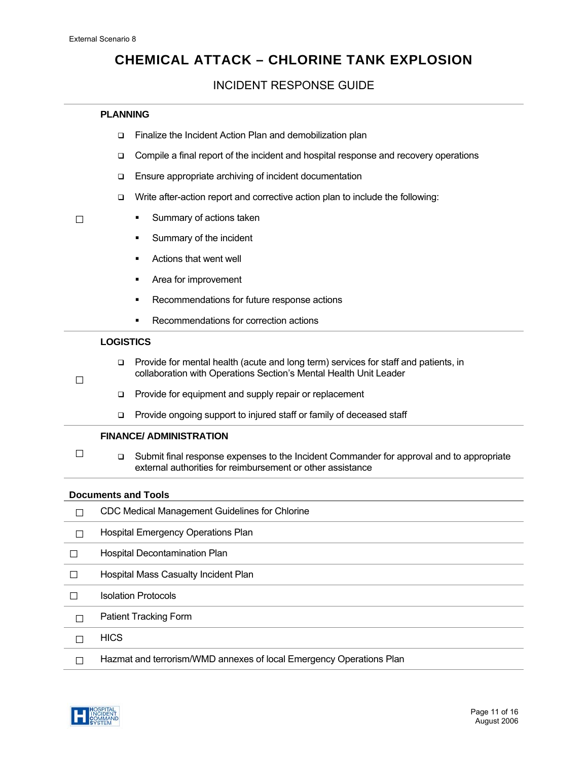External Scenario 8

# CHEMICAL ATTACK – CHLORINE TANK EXPLOSION

## INCIDENT RESPONSE GUIDE

| | |
|---|---|
| ☐ | **PLANNING**<br>❑ Finalize the Incident Action Plan and demobilization plan<br>❑ Compile a final report of the incident and hospital response and recovery operations<br>❑ Ensure appropriate archiving of incident documentation<br>❑ Write after-action report and corrective action plan to include the following:<br>▪ Summary of actions taken<br>▪ Summary of the incident<br>▪ Actions that went well<br>▪ Area for improvement<br>▪ Recommendations for future response actions<br>▪ Recommendations for correction actions |
| ☐ | **LOGISTICS**<br>❑ Provide for mental health (acute and long term) services for staff and patients, in collaboration with Operations Section's Mental Health Unit Leader<br>❑ Provide for equipment and supply repair or replacement<br>❑ Provide ongoing support to injured staff or family of deceased staff |
| ☐ | **FINANCE/ ADMINISTRATION**<br>❑ Submit final response expenses to the Incident Commander for approval and to appropriate external authorities for reimbursement or other assistance |

### Documents and Tools

| | |
|---|---|
| ☐ | CDC Medical Management Guidelines for Chlorine |
| ☐ | Hospital Emergency Operations Plan |
| ☐ | Hospital Decontamination Plan |
| ☐ | Hospital Mass Casualty Incident Plan |
| ☐ | Isolation Protocols |
| ☐ | Patient Tracking Form |
| ☐ | HICS |
| ☐ | Hazmat and terrorism/WMD annexes of local Emergency Operations Plan |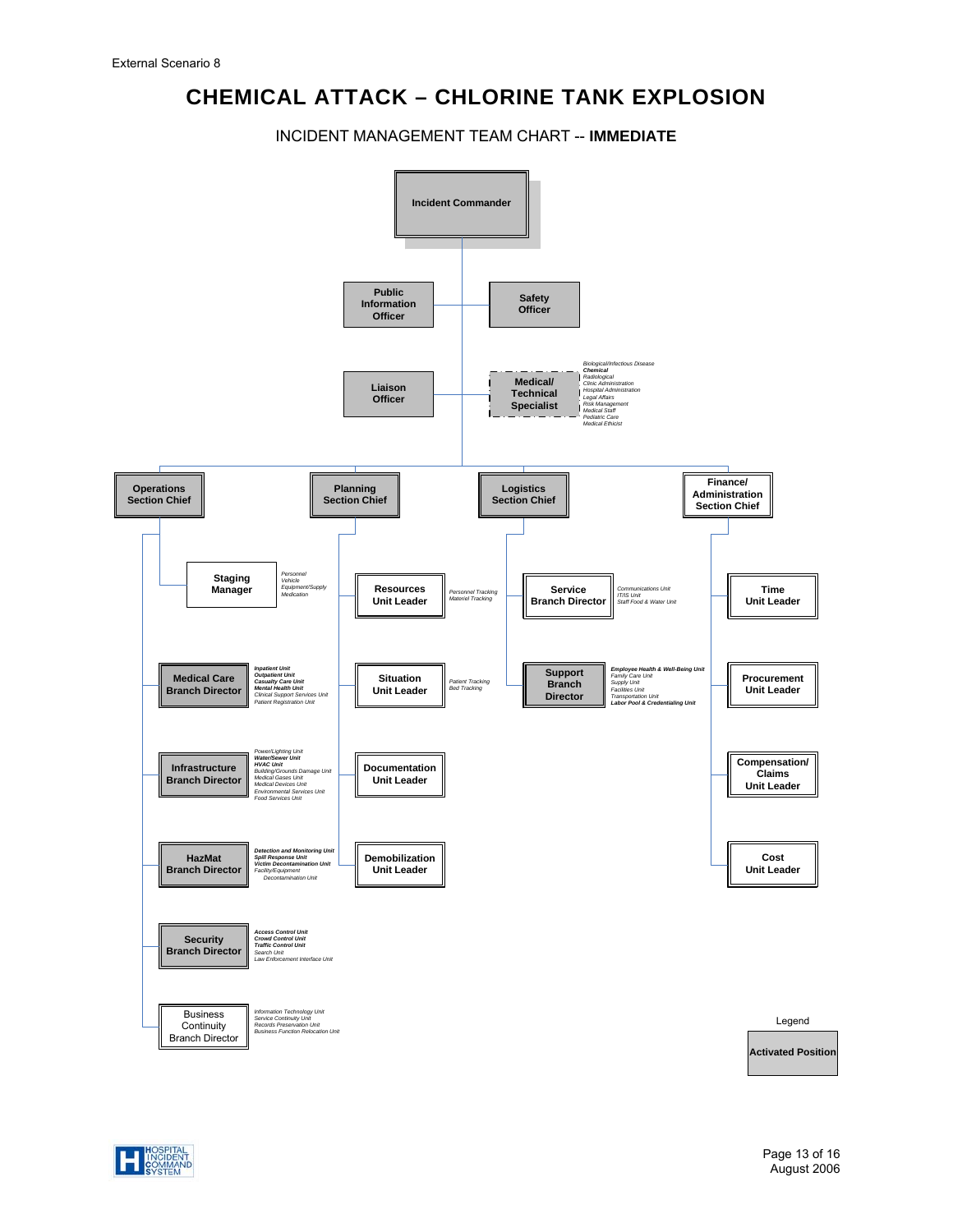External Scenario 8

# CHEMICAL ATTACK – CHLORINE TANK EXPLOSION

## INCIDENT MANAGEMENT TEAM CHART -- **IMMEDIATE**

**Incident Commander**

- **Public Information Officer**
- **Safety Officer**
- **Liaison Officer**
- **Medical/ Technical Specialist**
  - *Biological/Infectious Disease*
  - ***Chemical***
  - *Radiological*
  - *Clinic Administration*
  - *Hospital Administration*
  - *Legal Affairs*
  - *Risk Management*
  - *Medical Staff*
  - *Pediatric Care*
  - *Medical Ethicist*

**Operations Section Chief**

- **Staging Manager**
  - *Personnel*
  - *Vehicle*
  - *Equipment/Supply*
  - *Medication*
- **Medical Care Branch Director**
  - ***Inpatient Unit***
  - ***Outpatient Unit***
  - ***Casualty Care Unit***
  - ***Mental Health Unit***
  - *Clinical Support Services Unit*
  - *Patient Registration Unit*
- **Infrastructure Branch Director**
  - *Power/Lighting Unit*
  - ***Water/Sewer Unit***
  - ***HVAC Unit***
  - *Building/Grounds Damage Unit*
  - *Medical Gases Unit*
  - *Medical Devices Unit*
  - *Environmental Services Unit*
  - *Food Services Unit*
- **HazMat Branch Director**
  - ***Detection and Monitoring Unit***
  - ***Spill Response Unit***
  - ***Victim Decontamination Unit***
  - *Facility/Equipment Decontamination Unit*
- **Security Branch Director**
  - ***Access Control Unit***
  - ***Crowd Control Unit***
  - ***Traffic Control Unit***
  - *Search Unit*
  - *Law Enforcement Interface Unit*
- Business Continuity Branch Director
  - *Information Technology Unit*
  - *Service Continuity Unit*
  - *Records Preservation Unit*
  - *Business Function Relocation Unit*

**Planning Section Chief**

- **Resources Unit Leader**
  - *Personnel Tracking*
  - *Materiel Tracking*
- **Situation Unit Leader**
  - *Patient Tracking*
  - *Bed Tracking*
- **Documentation Unit Leader**
- **Demobilization Unit Leader**

**Logistics Section Chief**

- **Service Branch Director**
  - *Communications Unit*
  - *IT/IS Unit*
  - *Staff Food & Water Unit*
- **Support Branch Director**
  - ***Employee Health & Well-Being Unit***
  - *Family Care Unit*
  - *Supply Unit*
  - *Facilities Unit*
  - *Transportation Unit*
  - ***Labor Pool & Credentialing Unit***

**Finance/ Administration Section Chief**

- **Time Unit Leader**
- **Procurement Unit Leader**
- **Compensation/ Claims Unit Leader**
- **Cost Unit Leader**

Legend

**Activated Position** (shaded)

Activated positions: Incident Commander, Public Information Officer, Safety Officer, Liaison Officer, Medical/Technical Specialist, Operations Section Chief, Planning Section Chief, Logistics Section Chief, Medical Care Branch Director, Infrastructure Branch Director, HazMat Branch Director, Security Branch Director, Support Branch Director.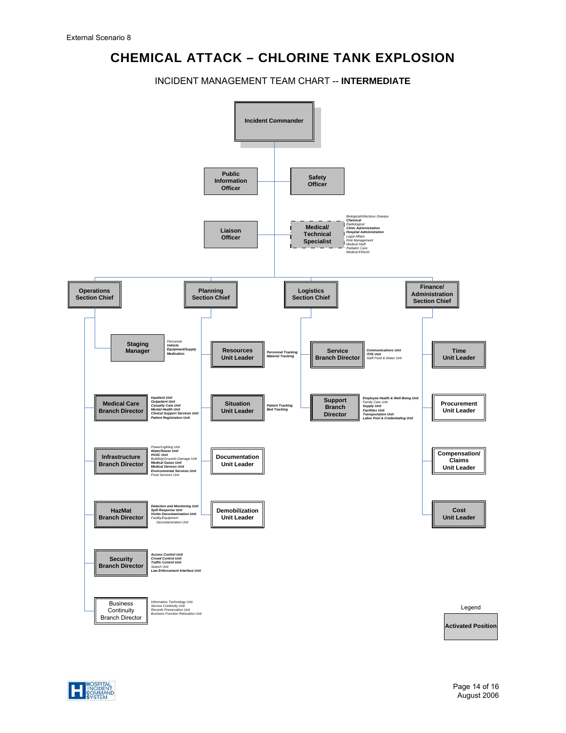External Scenario 8

# CHEMICAL ATTACK – CHLORINE TANK EXPLOSION

INCIDENT MANAGEMENT TEAM CHART -- **INTERMEDIATE**

**Incident Commander**

- **Public Information Officer**
- **Safety Officer**
- **Liaison Officer**
- **Medical/ Technical Specialist**
  - *Biological/Infectious Disease*
  - ***Chemical***
  - *Radiological*
  - ***Clinic Administration***
  - ***Hospital Administration***
  - *Legal Affairs*
  - *Risk Management*
  - *Medical Staff*
  - *Pediatric Care*
  - *Medical Ethicist*

**Operations Section Chief**

- **Staging Manager**
  - *Personnel*
  - ***Vehicle***
  - ***Equipment/Supply***
  - ***Medication***
- **Medical Care Branch Director**
  - ***Inpatient Unit***
  - ***Outpatient Unit***
  - ***Casualty Care Unit***
  - ***Mental Health Unit***
  - ***Clinical Support Services Unit***
  - ***Patient Registration Unit***
- **Infrastructure Branch Director**
  - *Power/Lighting Unit*
  - ***Water/Sewer Unit***
  - ***HVAC Unit***
  - *Building/Grounds Damage Unit*
  - ***Medical Gases Unit***
  - ***Medical Devices Unit***
  - ***Environmental Services Unit***
  - *Food Services Unit*
- **HazMat Branch Director**
  - ***Detection and Monitoring Unit***
  - ***Spill Response Unit***
  - ***Victim Decontamination Unit***
  - *Facility/Equipment Decontamination Unit*
- **Security Branch Director**
  - ***Access Control Unit***
  - ***Crowd Control Unit***
  - ***Traffic Control Unit***
  - *Search Unit*
  - ***Law Enforcement Interface Unit***
- Business Continuity Branch Director
  - *Information Technology Unit*
  - *Service Continuity Unit*
  - *Records Preservation Unit*
  - *Business Function Relocation Unit*

**Planning Section Chief**

- **Resources Unit Leader**
  - ***Personnel Tracking***
  - ***Materiel Tracking***
- **Situation Unit Leader**
  - ***Patient Tracking***
  - ***Bed Tracking***
- **Documentation Unit Leader**
- **Demobilization Unit Leader**

**Logistics Section Chief**

- **Service Branch Director**
  - ***Communications Unit***
  - ***IT/IS Unit***
  - *Staff Food & Water Unit*
- **Support Branch Director**
  - ***Employee Health & Well-Being Unit***
  - *Family Care Unit*
  - ***Supply Unit***
  - ***Facilities Unit***
  - ***Transportation Unit***
  - ***Labor Pool & Credentialing Unit***

**Finance/ Administration Section Chief**

- **Time Unit Leader**
- **Procurement Unit Leader**
- **Compensation/ Claims Unit Leader**
- **Cost Unit Leader**

Legend

**Activated Position**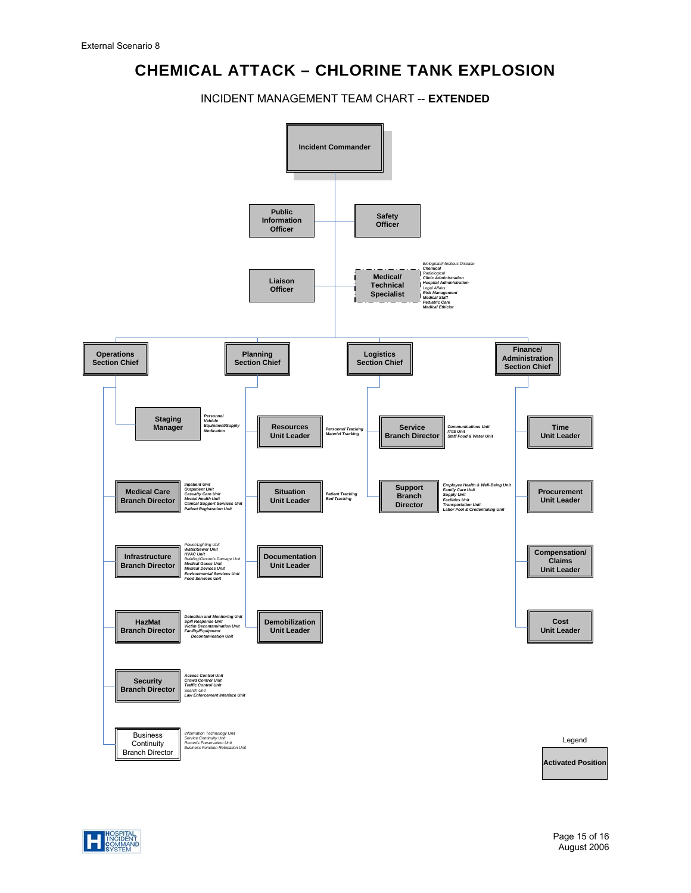External Scenario 8

# CHEMICAL ATTACK – CHLORINE TANK EXPLOSION

INCIDENT MANAGEMENT TEAM CHART -- **EXTENDED**

**Incident Commander**

- **Public Information Officer**
- **Safety Officer**
- **Liaison Officer**
- **Medical/ Technical Specialist**
  - *Biological/Infectious Disease*
  - ***Chemical***
  - *Radiological*
  - ***Clinic Administration***
  - ***Hospital Administration***
  - *Legal Affairs*
  - ***Risk Management***
  - ***Medical Staff***
  - ***Pediatric Care***
  - ***Medical Ethicist***

**Operations Section Chief**

- **Staging Manager**
  - ***Personnel***
  - ***Vehicle***
  - ***Equipment/Supply***
  - ***Medication***
- **Medical Care Branch Director**
  - ***Inpatient Unit***
  - ***Outpatient Unit***
  - ***Casualty Care Unit***
  - ***Mental Health Unit***
  - ***Clinical Support Services Unit***
  - ***Patient Registration Unit***
- **Infrastructure Branch Director**
  - *Power/Lighting Unit*
  - ***Water/Sewer Unit***
  - ***HVAC Unit***
  - *Building/Grounds Damage Unit*
  - ***Medical Gases Unit***
  - ***Medical Devices Unit***
  - ***Environmental Services Unit***
  - ***Food Services Unit***
- **HazMat Branch Director**
  - ***Detection and Monitoring Unit***
  - ***Spill Response Unit***
  - ***Victim Decontamination Unit***
  - ***Facility/Equipment Decontamination Unit***
- **Security Branch Director**
  - ***Access Control Unit***
  - ***Crowd Control Unit***
  - ***Traffic Control Unit***
  - *Search Unit*
  - ***Law Enforcement Interface Unit***
- Business Continuity Branch Director
  - *Information Technology Unit*
  - *Service Continuity Unit*
  - *Records Preservation Unit*
  - *Business Function Relocation Unit*

**Planning Section Chief**

- **Resources Unit Leader**
  - ***Personnel Tracking***
  - ***Materiel Tracking***
- **Situation Unit Leader**
  - ***Patient Tracking***
  - ***Bed Tracking***
- **Documentation Unit Leader**
- **Demobilization Unit Leader**

**Logistics Section Chief**

- **Service Branch Director**
  - ***Communications Unit***
  - ***IT/IS Unit***
  - ***Staff Food & Water Unit***
- **Support Branch Director**
  - ***Employee Health & Well-Being Unit***
  - ***Family Care Unit***
  - ***Supply Unit***
  - ***Facilities Unit***
  - ***Transportation Unit***
  - ***Labor Pool & Credentialing Unit***

**Finance/ Administration Section Chief**

- **Time Unit Leader**
- **Procurement Unit Leader**
- **Compensation/ Claims Unit Leader**
- **Cost Unit Leader**

Legend

**Activated Position**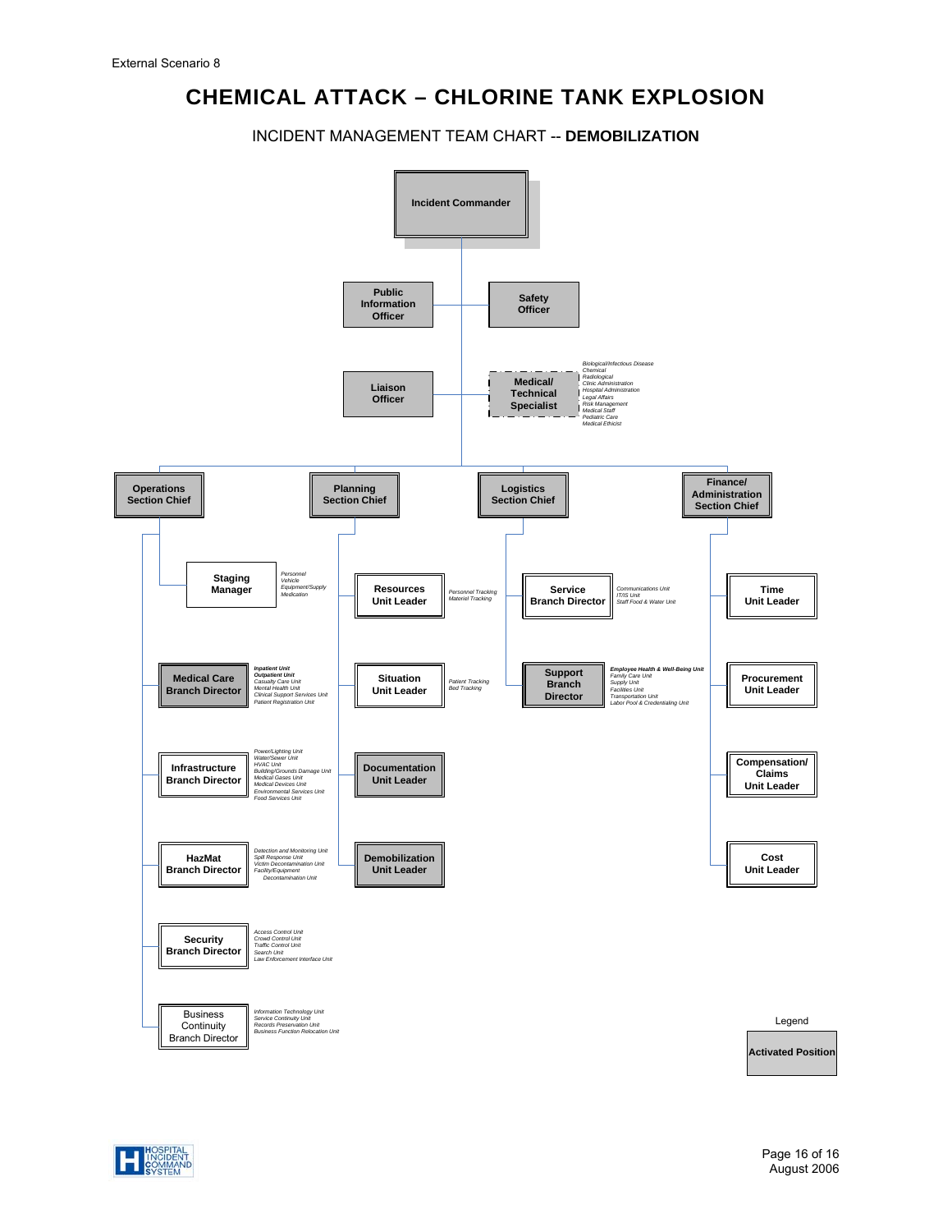External Scenario 8

# CHEMICAL ATTACK – CHLORINE TANK EXPLOSION

INCIDENT MANAGEMENT TEAM CHART -- **DEMOBILIZATION**

**Incident Commander**

**Public Information Officer**

**Safety Officer**

**Liaison Officer**

**Medical/ Technical Specialist**

*Biological/Infectious Disease*
*Chemical*
*Radiological*
*Clinic Administration*
*Hospital Administration*
*Legal Affairs*
*Risk Management*
*Medical Staff*
*Pediatric Care*
*Medical Ethicist*

**Operations Section Chief**

**Staging Manager**

*Personnel*
*Vehicle*
*Equipment/Supply*
*Medication*

**Medical Care Branch Director**

***Inpatient Unit***
***Outpatient Unit***
*Casualty Care Unit*
*Mental Health Unit*
*Clinical Support Services Unit*
*Patient Registration Unit*

**Infrastructure Branch Director**

*Power/Lighting Unit*
*Water/Sewer Unit*
*HVAC Unit*
*Building/Grounds Damage Unit*
*Medical Gases Unit*
*Medical Devices Unit*
*Environmental Services Unit*
*Food Services Unit*

**HazMat Branch Director**

*Detection and Monitoring Unit*
*Spill Response Unit*
*Victim Decontamination Unit*
*Facility/Equipment Decontamination Unit*

**Security Branch Director**

*Access Control Unit*
*Crowd Control Unit*
*Traffic Control Unit*
*Search Unit*
*Law Enforcement Interface Unit*

Business Continuity Branch Director

*Information Technology Unit*
*Service Continuity Unit*
*Records Preservation Unit*
*Business Function Relocation Unit*

**Planning Section Chief**

**Resources Unit Leader**

*Personnel Tracking*
*Materiel Tracking*

**Situation Unit Leader**

*Patient Tracking*
*Bed Tracking*

**Documentation Unit Leader**

**Demobilization Unit Leader**

**Logistics Section Chief**

**Service Branch Director**

*Communications Unit*
*IT/IS Unit*
*Staff Food & Water Unit*

**Support Branch Director**

***Employee Health & Well-Being Unit***
*Family Care Unit*
*Supply Unit*
*Facilities Unit*
*Transportation Unit*
*Labor Pool & Credentialing Unit*

**Finance/ Administration Section Chief**

**Time Unit Leader**

**Procurement Unit Leader**

**Compensation/ Claims Unit Leader**

**Cost Unit Leader**

Legend

**Activated Position**